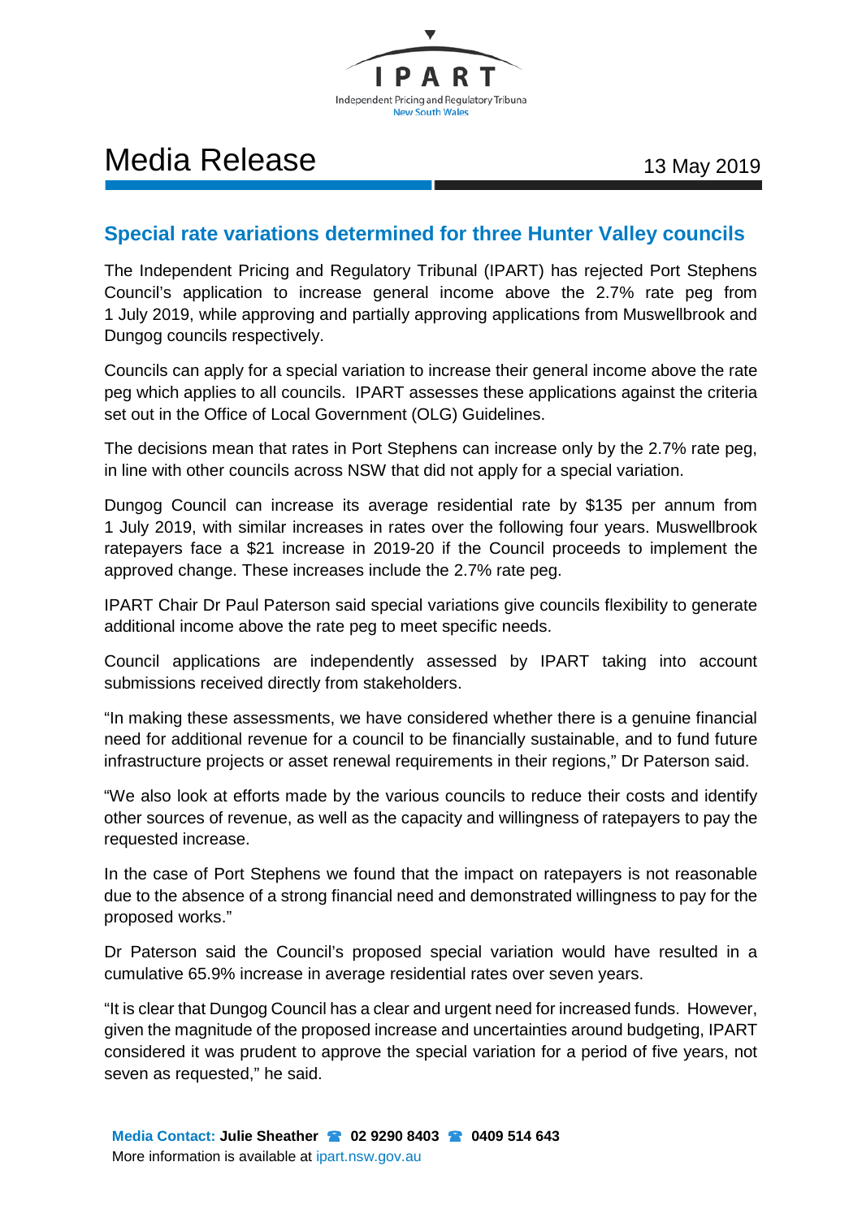IPART

Independent Pricing and Regulatory Tribunal
New South Wales

# Media Release

13 May 2019

## Special rate variations determined for three Hunter Valley councils

The Independent Pricing and Regulatory Tribunal (IPART) has rejected Port Stephens Council's application to increase general income above the 2.7% rate peg from 1 July 2019, while approving and partially approving applications from Muswellbrook and Dungog councils respectively.

Councils can apply for a special variation to increase their general income above the rate peg which applies to all councils. IPART assesses these applications against the criteria set out in the Office of Local Government (OLG) Guidelines.

The decisions mean that rates in Port Stephens can increase only by the 2.7% rate peg, in line with other councils across NSW that did not apply for a special variation.

Dungog Council can increase its average residential rate by $135 per annum from 1 July 2019, with similar increases in rates over the following four years. Muswellbrook ratepayers face a $21 increase in 2019-20 if the Council proceeds to implement the approved change. These increases include the 2.7% rate peg.

IPART Chair Dr Paul Paterson said special variations give councils flexibility to generate additional income above the rate peg to meet specific needs.

Council applications are independently assessed by IPART taking into account submissions received directly from stakeholders.

"In making these assessments, we have considered whether there is a genuine financial need for additional revenue for a council to be financially sustainable, and to fund future infrastructure projects or asset renewal requirements in their regions," Dr Paterson said.

"We also look at efforts made by the various councils to reduce their costs and identify other sources of revenue, as well as the capacity and willingness of ratepayers to pay the requested increase.

In the case of Port Stephens we found that the impact on ratepayers is not reasonable due to the absence of a strong financial need and demonstrated willingness to pay for the proposed works."

Dr Paterson said the Council's proposed special variation would have resulted in a cumulative 65.9% increase in average residential rates over seven years.

"It is clear that Dungog Council has a clear and urgent need for increased funds. However, given the magnitude of the proposed increase and uncertainties around budgeting, IPART considered it was prudent to approve the special variation for a period of five years, not seven as requested," he said.

**Media Contact:** **Julie Sheather** ☎ **02 9290 8403** ☎ **0409 514 643**
More information is available at ipart.nsw.gov.au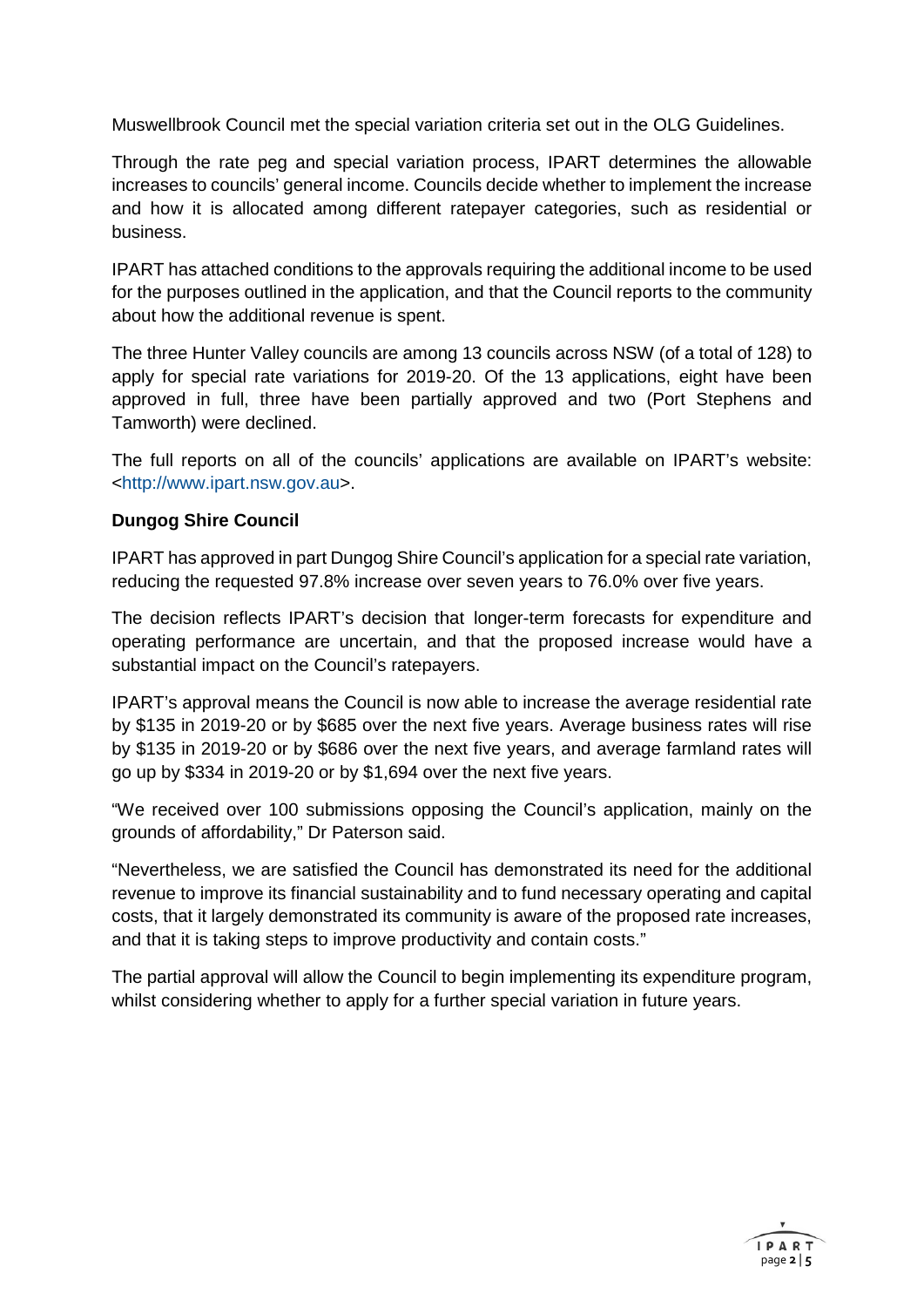Muswellbrook Council met the special variation criteria set out in the OLG Guidelines.

Through the rate peg and special variation process, IPART determines the allowable increases to councils' general income. Councils decide whether to implement the increase and how it is allocated among different ratepayer categories, such as residential or business.

IPART has attached conditions to the approvals requiring the additional income to be used for the purposes outlined in the application, and that the Council reports to the community about how the additional revenue is spent.

The three Hunter Valley councils are among 13 councils across NSW (of a total of 128) to apply for special rate variations for 2019-20. Of the 13 applications, eight have been approved in full, three have been partially approved and two (Port Stephens and Tamworth) were declined.

The full reports on all of the councils' applications are available on IPART's website: <http://www.ipart.nsw.gov.au>.

**Dungog Shire Council**

IPART has approved in part Dungog Shire Council's application for a special rate variation, reducing the requested 97.8% increase over seven years to 76.0% over five years.

The decision reflects IPART's decision that longer-term forecasts for expenditure and operating performance are uncertain, and that the proposed increase would have a substantial impact on the Council's ratepayers.

IPART's approval means the Council is now able to increase the average residential rate by $135 in 2019-20 or by $685 over the next five years. Average business rates will rise by $135 in 2019-20 or by $686 over the next five years, and average farmland rates will go up by $334 in 2019-20 or by $1,694 over the next five years.

"We received over 100 submissions opposing the Council's application, mainly on the grounds of affordability," Dr Paterson said.

"Nevertheless, we are satisfied the Council has demonstrated its need for the additional revenue to improve its financial sustainability and to fund necessary operating and capital costs, that it largely demonstrated its community is aware of the proposed rate increases, and that it is taking steps to improve productivity and contain costs."

The partial approval will allow the Council to begin implementing its expenditure program, whilst considering whether to apply for a further special variation in future years.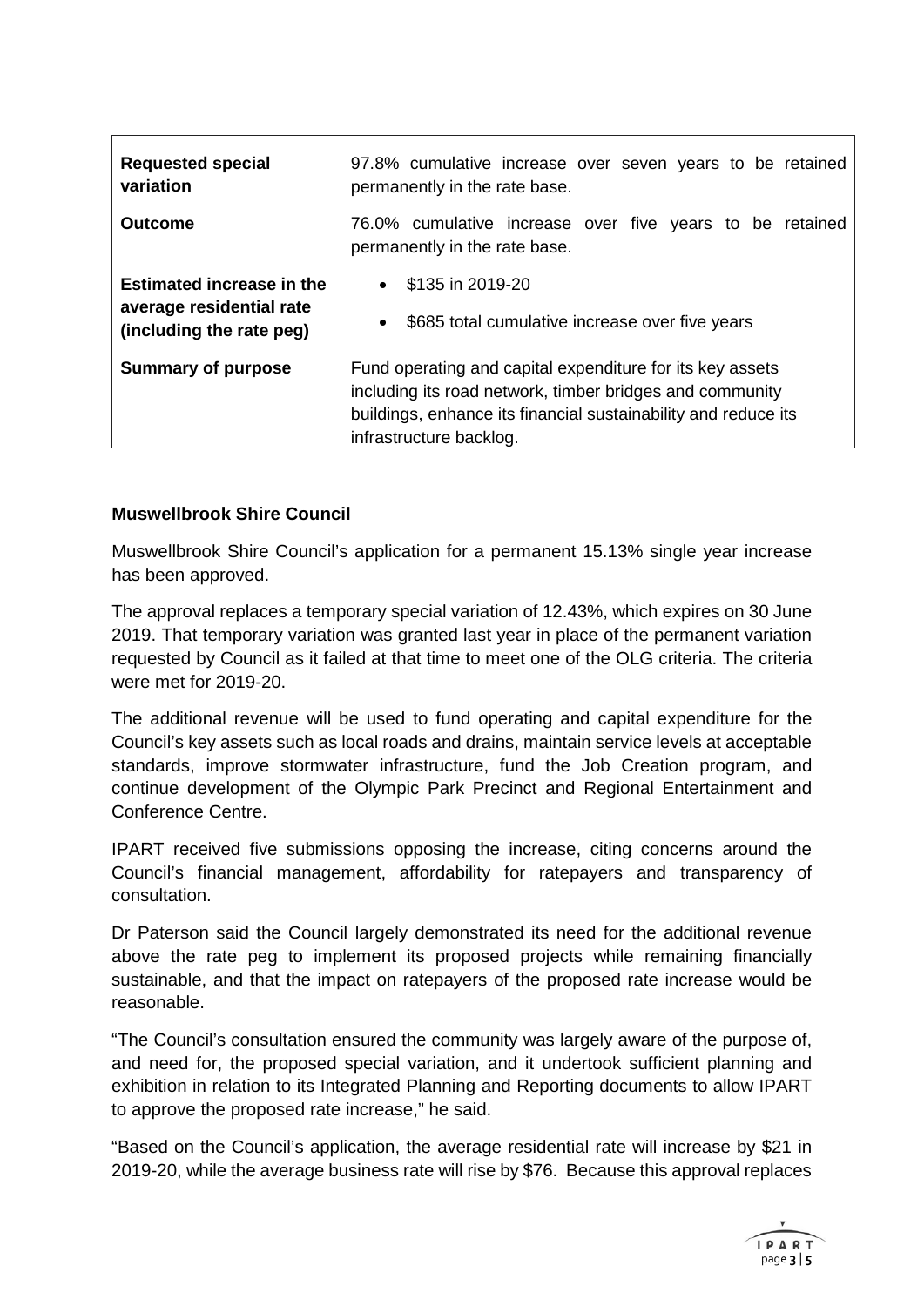| | |
|---|---|
| **Requested special variation** | 97.8% cumulative increase over seven years to be retained permanently in the rate base. |
| **Outcome** | 76.0% cumulative increase over five years to be retained permanently in the rate base. |
| **Estimated increase in the average residential rate (including the rate peg)** | • \$135 in 2019-20<br>• \$685 total cumulative increase over five years |
| **Summary of purpose** | Fund operating and capital expenditure for its key assets including its road network, timber bridges and community buildings, enhance its financial sustainability and reduce its infrastructure backlog. |

**Muswellbrook Shire Council**

Muswellbrook Shire Council's application for a permanent 15.13% single year increase has been approved.

The approval replaces a temporary special variation of 12.43%, which expires on 30 June 2019. That temporary variation was granted last year in place of the permanent variation requested by Council as it failed at that time to meet one of the OLG criteria. The criteria were met for 2019-20.

The additional revenue will be used to fund operating and capital expenditure for the Council's key assets such as local roads and drains, maintain service levels at acceptable standards, improve stormwater infrastructure, fund the Job Creation program, and continue development of the Olympic Park Precinct and Regional Entertainment and Conference Centre.

IPART received five submissions opposing the increase, citing concerns around the Council's financial management, affordability for ratepayers and transparency of consultation.

Dr Paterson said the Council largely demonstrated its need for the additional revenue above the rate peg to implement its proposed projects while remaining financially sustainable, and that the impact on ratepayers of the proposed rate increase would be reasonable.

"The Council's consultation ensured the community was largely aware of the purpose of, and need for, the proposed special variation, and it undertook sufficient planning and exhibition in relation to its Integrated Planning and Reporting documents to allow IPART to approve the proposed rate increase," he said.

"Based on the Council's application, the average residential rate will increase by \$21 in 2019-20, while the average business rate will rise by \$76. Because this approval replaces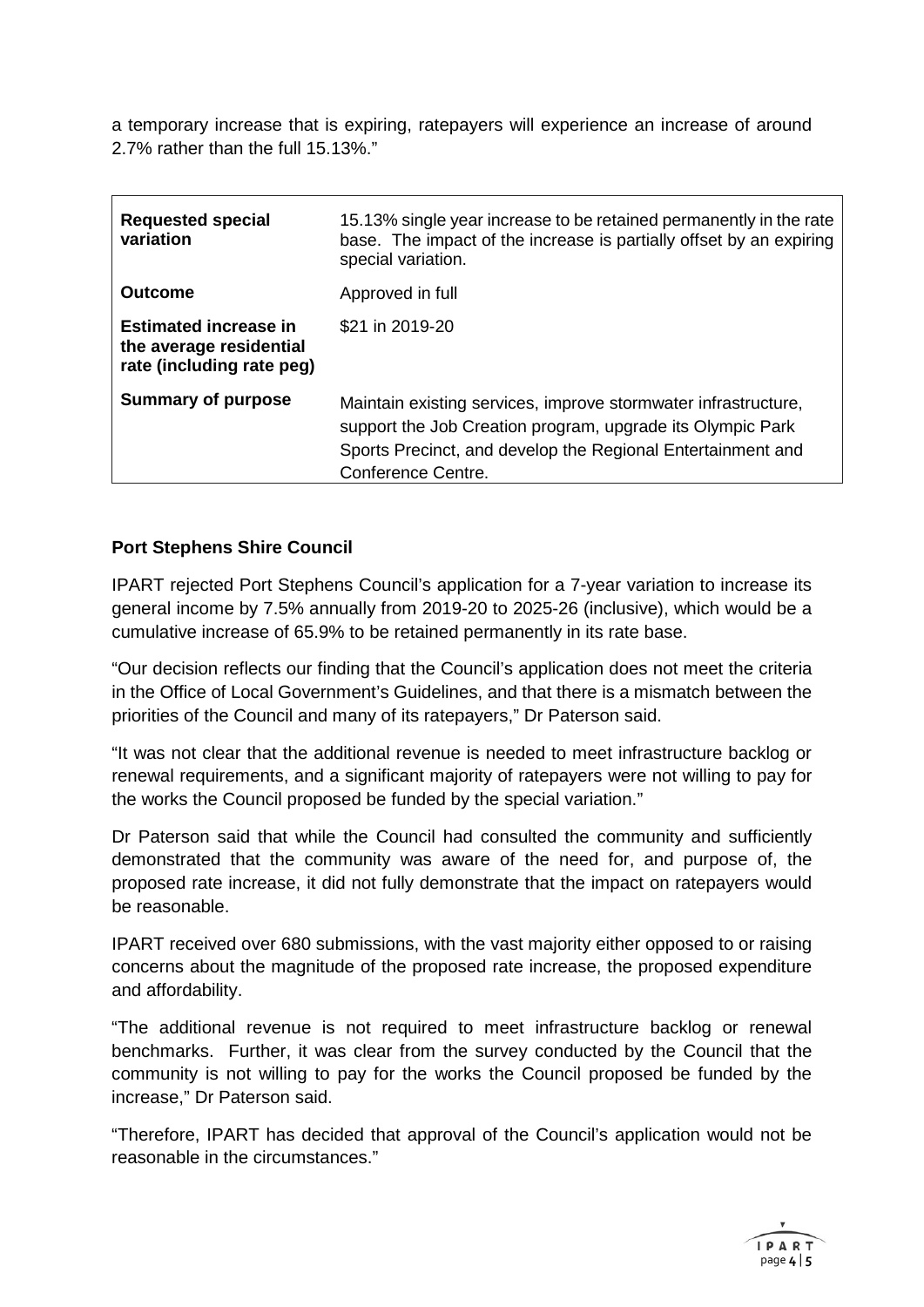a temporary increase that is expiring, ratepayers will experience an increase of around 2.7% rather than the full 15.13%."

| | |
|---|---|
| **Requested special variation** | 15.13% single year increase to be retained permanently in the rate base. The impact of the increase is partially offset by an expiring special variation. |
| **Outcome** | Approved in full |
| **Estimated increase in the average residential rate (including rate peg)** | $21 in 2019-20 |
| **Summary of purpose** | Maintain existing services, improve stormwater infrastructure, support the Job Creation program, upgrade its Olympic Park Sports Precinct, and develop the Regional Entertainment and Conference Centre. |

**Port Stephens Shire Council**

IPART rejected Port Stephens Council's application for a 7-year variation to increase its general income by 7.5% annually from 2019-20 to 2025-26 (inclusive), which would be a cumulative increase of 65.9% to be retained permanently in its rate base.

"Our decision reflects our finding that the Council's application does not meet the criteria in the Office of Local Government's Guidelines, and that there is a mismatch between the priorities of the Council and many of its ratepayers," Dr Paterson said.

"It was not clear that the additional revenue is needed to meet infrastructure backlog or renewal requirements, and a significant majority of ratepayers were not willing to pay for the works the Council proposed be funded by the special variation."

Dr Paterson said that while the Council had consulted the community and sufficiently demonstrated that the community was aware of the need for, and purpose of, the proposed rate increase, it did not fully demonstrate that the impact on ratepayers would be reasonable.

IPART received over 680 submissions, with the vast majority either opposed to or raising concerns about the magnitude of the proposed rate increase, the proposed expenditure and affordability.

"The additional revenue is not required to meet infrastructure backlog or renewal benchmarks. Further, it was clear from the survey conducted by the Council that the community is not willing to pay for the works the Council proposed be funded by the increase," Dr Paterson said.

"Therefore, IPART has decided that approval of the Council's application would not be reasonable in the circumstances."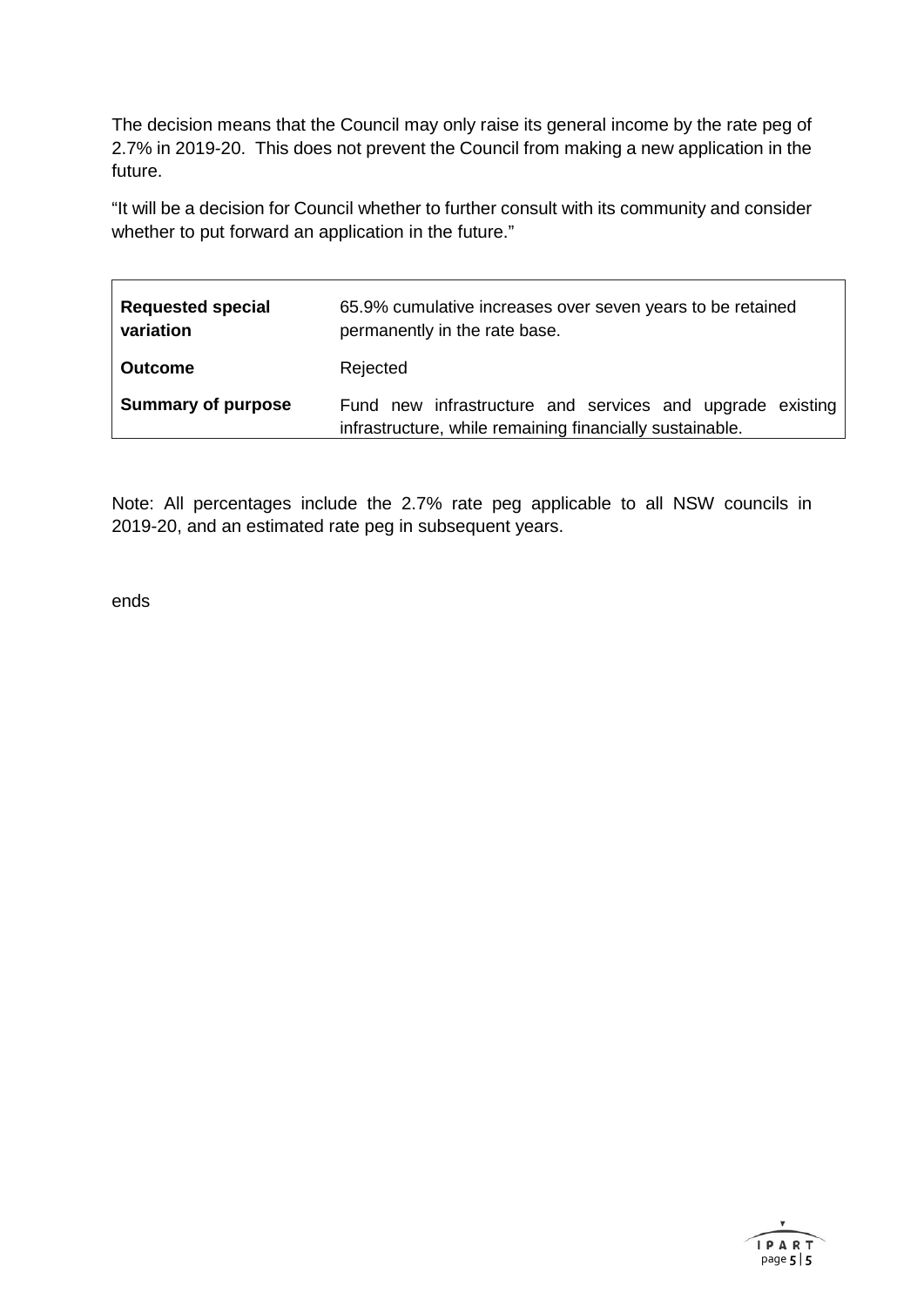The decision means that the Council may only raise its general income by the rate peg of 2.7% in 2019-20. This does not prevent the Council from making a new application in the future.

"It will be a decision for Council whether to further consult with its community and consider whether to put forward an application in the future."

| | |
|---|---|
| **Requested special variation** | 65.9% cumulative increases over seven years to be retained permanently in the rate base. |
| **Outcome** | Rejected |
| **Summary of purpose** | Fund new infrastructure and services and upgrade existing infrastructure, while remaining financially sustainable. |

Note: All percentages include the 2.7% rate peg applicable to all NSW councils in 2019-20, and an estimated rate peg in subsequent years.

ends